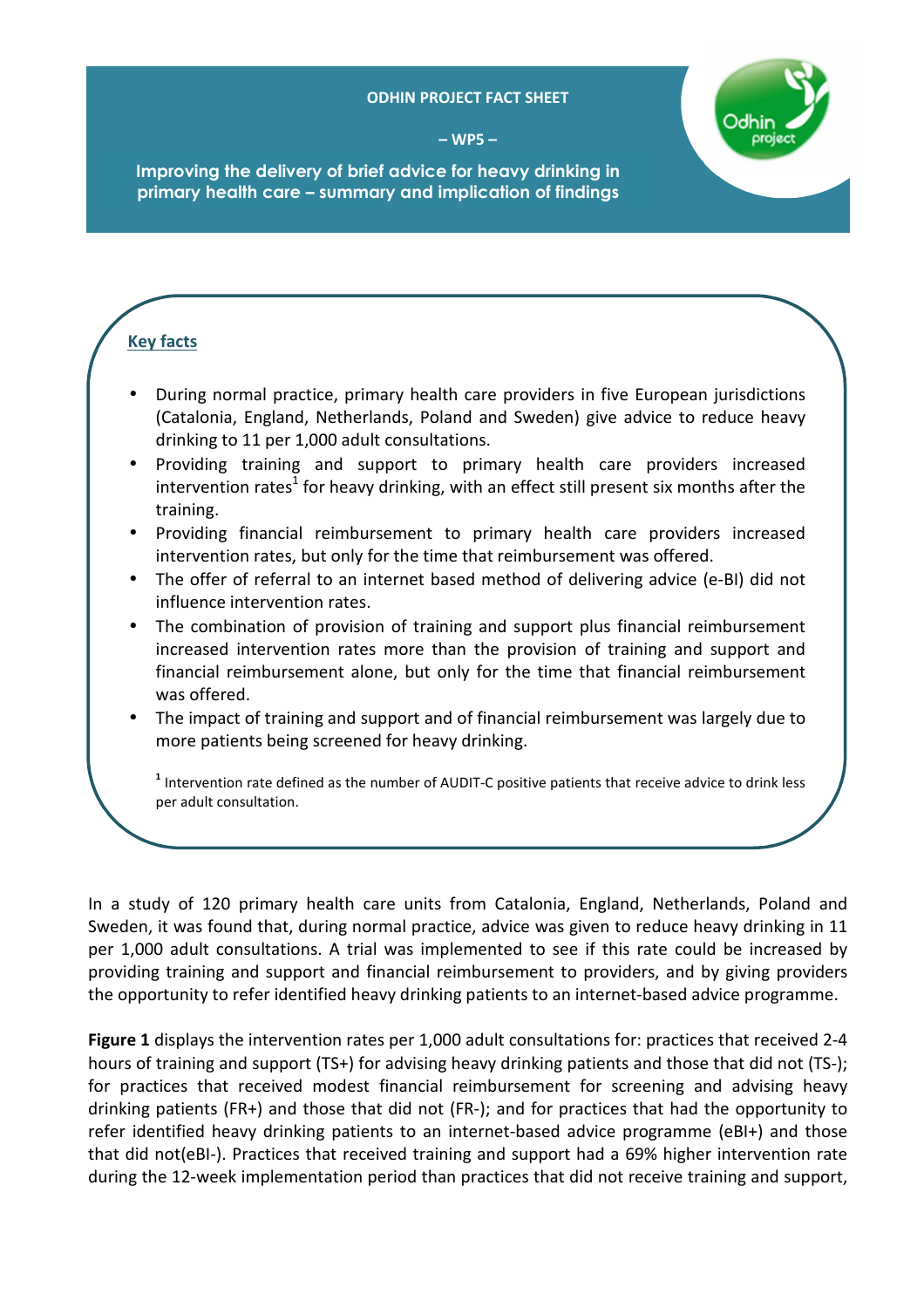ODHIN PROJECT FACT SHEET

– WP5 –

# Improving the delivery of brief advice for heavy drinking in primary health care – summary and implication of findings

## Key facts

- During normal practice, primary health care providers in five European jurisdictions (Catalonia, England, Netherlands, Poland and Sweden) give advice to reduce heavy drinking to 11 per 1,000 adult consultations.
- Providing training and support to primary health care providers increased intervention rates[1] for heavy drinking, with an effect still present six months after the training.
- Providing financial reimbursement to primary health care providers increased intervention rates, but only for the time that reimbursement was offered.
- The offer of referral to an internet based method of delivering advice (e-BI) did not influence intervention rates.
- The combination of provision of training and support plus financial reimbursement increased intervention rates more than the provision of training and support and financial reimbursement alone, but only for the time that financial reimbursement was offered.
- The impact of training and support and of financial reimbursement was largely due to more patients being screened for heavy drinking.

[1] Intervention rate defined as the number of AUDIT-C positive patients that receive advice to drink less per adult consultation.

In a study of 120 primary health care units from Catalonia, England, Netherlands, Poland and Sweden, it was found that, during normal practice, advice was given to reduce heavy drinking in 11 per 1,000 adult consultations. A trial was implemented to see if this rate could be increased by providing training and support and financial reimbursement to providers, and by giving providers the opportunity to refer identified heavy drinking patients to an internet-based advice programme.

**Figure 1** displays the intervention rates per 1,000 adult consultations for: practices that received 2-4 hours of training and support (TS+) for advising heavy drinking patients and those that did not (TS-); for practices that received modest financial reimbursement for screening and advising heavy drinking patients (FR+) and those that did not (FR-); and for practices that had the opportunity to refer identified heavy drinking patients to an internet-based advice programme (eBI+) and those that did not(eBI-). Practices that received training and support had a 69% higher intervention rate during the 12-week implementation period than practices that did not receive training and support,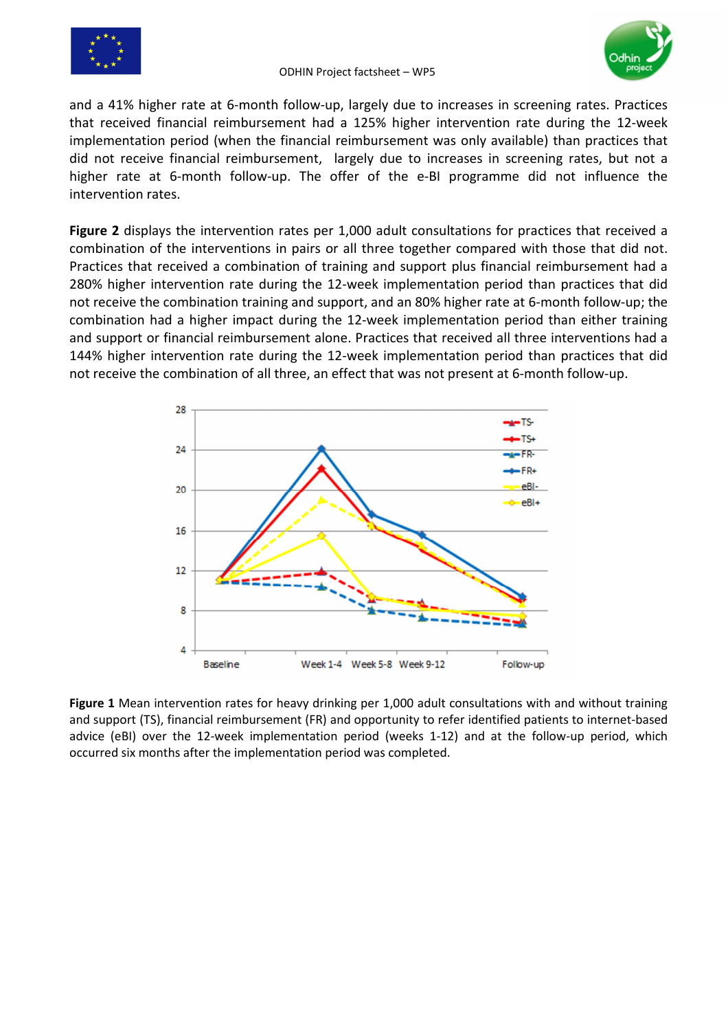and a 41% higher rate at 6-month follow-up, largely due to increases in screening rates. Practices that received financial reimbursement had a 125% higher intervention rate during the 12-week implementation period (when the financial reimbursement was only available) than practices that did not receive financial reimbursement, largely due to increases in screening rates, but not a higher rate at 6-month follow-up. The offer of the e-BI programme did not influence the intervention rates.

**Figure 2** displays the intervention rates per 1,000 adult consultations for practices that received a combination of the interventions in pairs or all three together compared with those that did not. Practices that received a combination of training and support plus financial reimbursement had a 280% higher intervention rate during the 12-week implementation period than practices that did not receive the combination training and support, and an 80% higher rate at 6-month follow-up; the combination had a higher impact during the 12-week implementation period than either training and support or financial reimbursement alone. Practices that received all three interventions had a 144% higher intervention rate during the 12-week implementation period than practices that did not receive the combination of all three, an effect that was not present at 6-month follow-up.

**Figure 1** Mean intervention rates for heavy drinking per 1,000 adult consultations with and without training and support (TS), financial reimbursement (FR) and opportunity to refer identified patients to internet-based advice (eBI) over the 12-week implementation period (weeks 1-12) and at the follow-up period, which occurred six months after the implementation period was completed.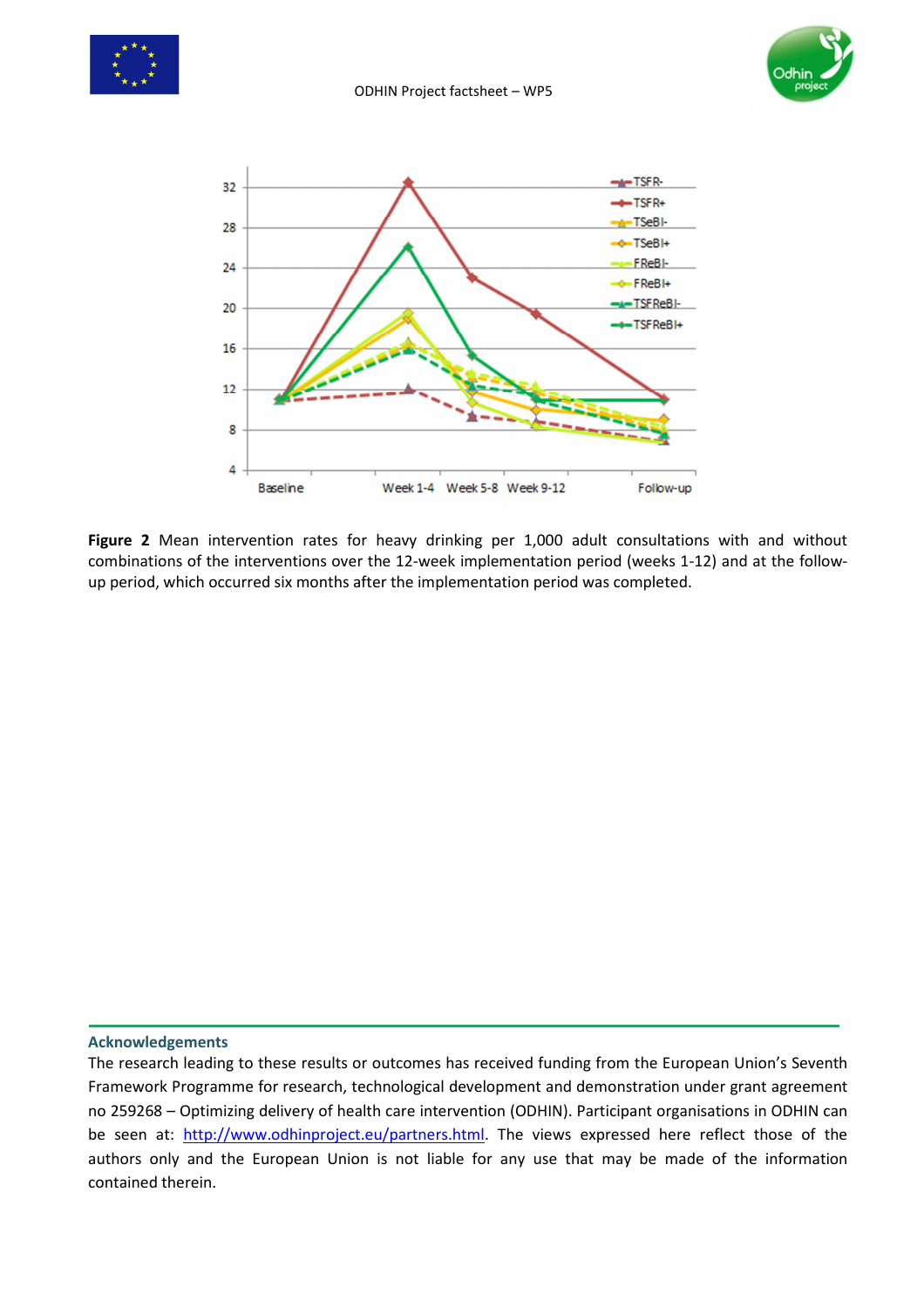32
28
24
20
16
12
8
4

Baseline
Week 1-4
Week 5-8
Week 9-12
Follow-up

TSFR-
TSFR+
TSeBI-
TSeBI+
FReBI-
FReBI+
TSFReBI-
TSFReBI+

**Figure 2** Mean intervention rates for heavy drinking per 1,000 adult consultations with and without combinations of the interventions over the 12-week implementation period (weeks 1-12) and at the follow-up period, which occurred six months after the implementation period was completed.

## Acknowledgements

The research leading to these results or outcomes has received funding from the European Union's Seventh Framework Programme for research, technological development and demonstration under grant agreement no 259268 – Optimizing delivery of health care intervention (ODHIN). Participant organisations in ODHIN can be seen at: http://www.odhinproject.eu/partners.html. The views expressed here reflect those of the authors only and the European Union is not liable for any use that may be made of the information contained therein.